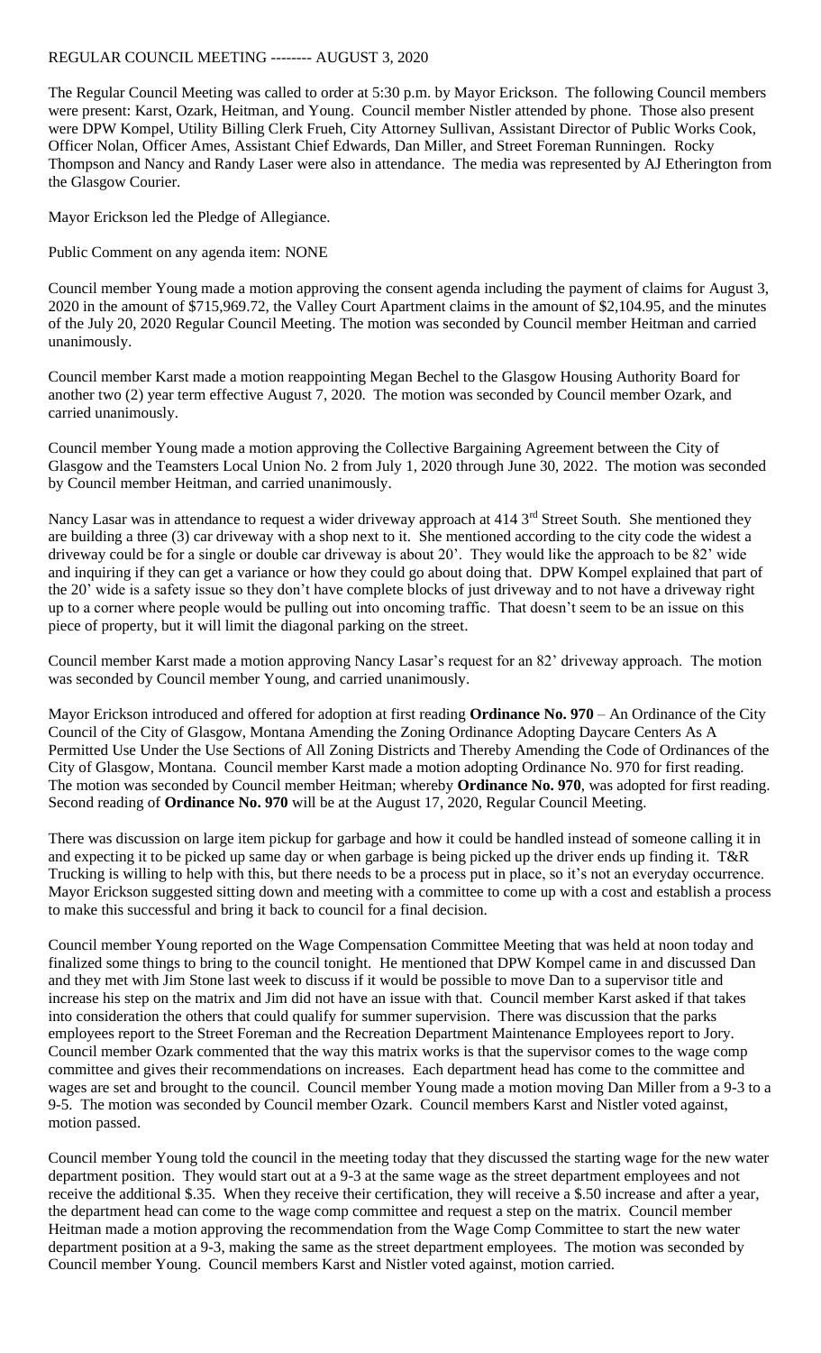REGULAR COUNCIL MEETING -------- AUGUST 3, 2020

The Regular Council Meeting was called to order at 5:30 p.m. by Mayor Erickson. The following Council members were present: Karst, Ozark, Heitman, and Young. Council member Nistler attended by phone. Those also present were DPW Kompel, Utility Billing Clerk Frueh, City Attorney Sullivan, Assistant Director of Public Works Cook, Officer Nolan, Officer Ames, Assistant Chief Edwards, Dan Miller, and Street Foreman Runningen. Rocky Thompson and Nancy and Randy Laser were also in attendance. The media was represented by AJ Etherington from the Glasgow Courier.

Mayor Erickson led the Pledge of Allegiance.

Public Comment on any agenda item: NONE

Council member Young made a motion approving the consent agenda including the payment of claims for August 3, 2020 in the amount of $715,969.72, the Valley Court Apartment claims in the amount of $2,104.95, and the minutes of the July 20, 2020 Regular Council Meeting. The motion was seconded by Council member Heitman and carried unanimously.

Council member Karst made a motion reappointing Megan Bechel to the Glasgow Housing Authority Board for another two (2) year term effective August 7, 2020. The motion was seconded by Council member Ozark, and carried unanimously.

Council member Young made a motion approving the Collective Bargaining Agreement between the City of Glasgow and the Teamsters Local Union No. 2 from July 1, 2020 through June 30, 2022. The motion was seconded by Council member Heitman, and carried unanimously.

Nancy Lasar was in attendance to request a wider driveway approach at 414 3rd Street South. She mentioned they are building a three (3) car driveway with a shop next to it. She mentioned according to the city code the widest a driveway could be for a single or double car driveway is about 20'. They would like the approach to be 82' wide and inquiring if they can get a variance or how they could go about doing that. DPW Kompel explained that part of the 20' wide is a safety issue so they don't have complete blocks of just driveway and to not have a driveway right up to a corner where people would be pulling out into oncoming traffic. That doesn't seem to be an issue on this piece of property, but it will limit the diagonal parking on the street.

Council member Karst made a motion approving Nancy Lasar's request for an 82' driveway approach. The motion was seconded by Council member Young, and carried unanimously.

Mayor Erickson introduced and offered for adoption at first reading **Ordinance No. 970** – An Ordinance of the City Council of the City of Glasgow, Montana Amending the Zoning Ordinance Adopting Daycare Centers As A Permitted Use Under the Use Sections of All Zoning Districts and Thereby Amending the Code of Ordinances of the City of Glasgow, Montana. Council member Karst made a motion adopting Ordinance No. 970 for first reading. The motion was seconded by Council member Heitman; whereby **Ordinance No. 970**, was adopted for first reading. Second reading of **Ordinance No. 970** will be at the August 17, 2020, Regular Council Meeting.

There was discussion on large item pickup for garbage and how it could be handled instead of someone calling it in and expecting it to be picked up same day or when garbage is being picked up the driver ends up finding it. T&R Trucking is willing to help with this, but there needs to be a process put in place, so it's not an everyday occurrence. Mayor Erickson suggested sitting down and meeting with a committee to come up with a cost and establish a process to make this successful and bring it back to council for a final decision.

Council member Young reported on the Wage Compensation Committee Meeting that was held at noon today and finalized some things to bring to the council tonight. He mentioned that DPW Kompel came in and discussed Dan and they met with Jim Stone last week to discuss if it would be possible to move Dan to a supervisor title and increase his step on the matrix and Jim did not have an issue with that. Council member Karst asked if that takes into consideration the others that could qualify for summer supervision. There was discussion that the parks employees report to the Street Foreman and the Recreation Department Maintenance Employees report to Jory. Council member Ozark commented that the way this matrix works is that the supervisor comes to the wage comp committee and gives their recommendations on increases. Each department head has come to the committee and wages are set and brought to the council. Council member Young made a motion moving Dan Miller from a 9-3 to a 9-5. The motion was seconded by Council member Ozark. Council members Karst and Nistler voted against, motion passed.

Council member Young told the council in the meeting today that they discussed the starting wage for the new water department position. They would start out at a 9-3 at the same wage as the street department employees and not receive the additional $.35. When they receive their certification, they will receive a $.50 increase and after a year, the department head can come to the wage comp committee and request a step on the matrix. Council member Heitman made a motion approving the recommendation from the Wage Comp Committee to start the new water department position at a 9-3, making the same as the street department employees. The motion was seconded by Council member Young. Council members Karst and Nistler voted against, motion carried.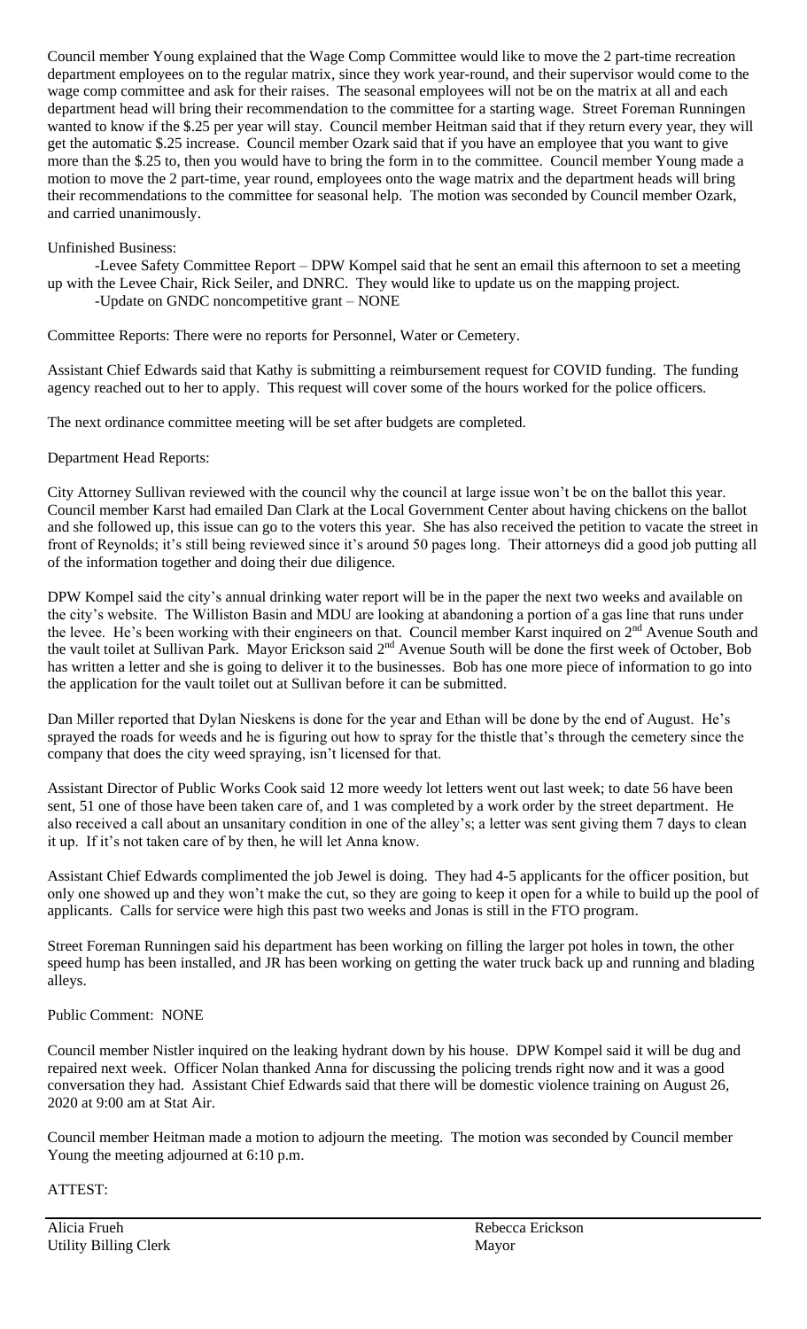Council member Young explained that the Wage Comp Committee would like to move the 2 part-time recreation department employees on to the regular matrix, since they work year-round, and their supervisor would come to the wage comp committee and ask for their raises. The seasonal employees will not be on the matrix at all and each department head will bring their recommendation to the committee for a starting wage. Street Foreman Runningen wanted to know if the $.25 per year will stay. Council member Heitman said that if they return every year, they will get the automatic $.25 increase. Council member Ozark said that if you have an employee that you want to give more than the $.25 to, then you would have to bring the form in to the committee. Council member Young made a motion to move the 2 part-time, year round, employees onto the wage matrix and the department heads will bring their recommendations to the committee for seasonal help. The motion was seconded by Council member Ozark, and carried unanimously.

Unfinished Business:

-Levee Safety Committee Report – DPW Kompel said that he sent an email this afternoon to set a meeting up with the Levee Chair, Rick Seiler, and DNRC. They would like to update us on the mapping project.

-Update on GNDC noncompetitive grant – NONE

Committee Reports: There were no reports for Personnel, Water or Cemetery.

Assistant Chief Edwards said that Kathy is submitting a reimbursement request for COVID funding. The funding agency reached out to her to apply. This request will cover some of the hours worked for the police officers.

The next ordinance committee meeting will be set after budgets are completed.

Department Head Reports:

City Attorney Sullivan reviewed with the council why the council at large issue won't be on the ballot this year. Council member Karst had emailed Dan Clark at the Local Government Center about having chickens on the ballot and she followed up, this issue can go to the voters this year. She has also received the petition to vacate the street in front of Reynolds; it's still being reviewed since it's around 50 pages long. Their attorneys did a good job putting all of the information together and doing their due diligence.

DPW Kompel said the city's annual drinking water report will be in the paper the next two weeks and available on the city's website. The Williston Basin and MDU are looking at abandoning a portion of a gas line that runs under the levee. He's been working with their engineers on that. Council member Karst inquired on 2nd Avenue South and the vault toilet at Sullivan Park. Mayor Erickson said 2nd Avenue South will be done the first week of October, Bob has written a letter and she is going to deliver it to the businesses. Bob has one more piece of information to go into the application for the vault toilet out at Sullivan before it can be submitted.

Dan Miller reported that Dylan Nieskens is done for the year and Ethan will be done by the end of August. He's sprayed the roads for weeds and he is figuring out how to spray for the thistle that's through the cemetery since the company that does the city weed spraying, isn't licensed for that.

Assistant Director of Public Works Cook said 12 more weedy lot letters went out last week; to date 56 have been sent, 51 one of those have been taken care of, and 1 was completed by a work order by the street department. He also received a call about an unsanitary condition in one of the alley's; a letter was sent giving them 7 days to clean it up. If it's not taken care of by then, he will let Anna know.

Assistant Chief Edwards complimented the job Jewel is doing. They had 4-5 applicants for the officer position, but only one showed up and they won't make the cut, so they are going to keep it open for a while to build up the pool of applicants. Calls for service were high this past two weeks and Jonas is still in the FTO program.

Street Foreman Runningen said his department has been working on filling the larger pot holes in town, the other speed hump has been installed, and JR has been working on getting the water truck back up and running and blading alleys.

Public Comment: NONE

Council member Nistler inquired on the leaking hydrant down by his house. DPW Kompel said it will be dug and repaired next week. Officer Nolan thanked Anna for discussing the policing trends right now and it was a good conversation they had. Assistant Chief Edwards said that there will be domestic violence training on August 26, 2020 at 9:00 am at Stat Air.

Council member Heitman made a motion to adjourn the meeting. The motion was seconded by Council member Young the meeting adjourned at 6:10 p.m.

ATTEST:

Alicia Frueh
Utility Billing Clerk

Rebecca Erickson
Mayor